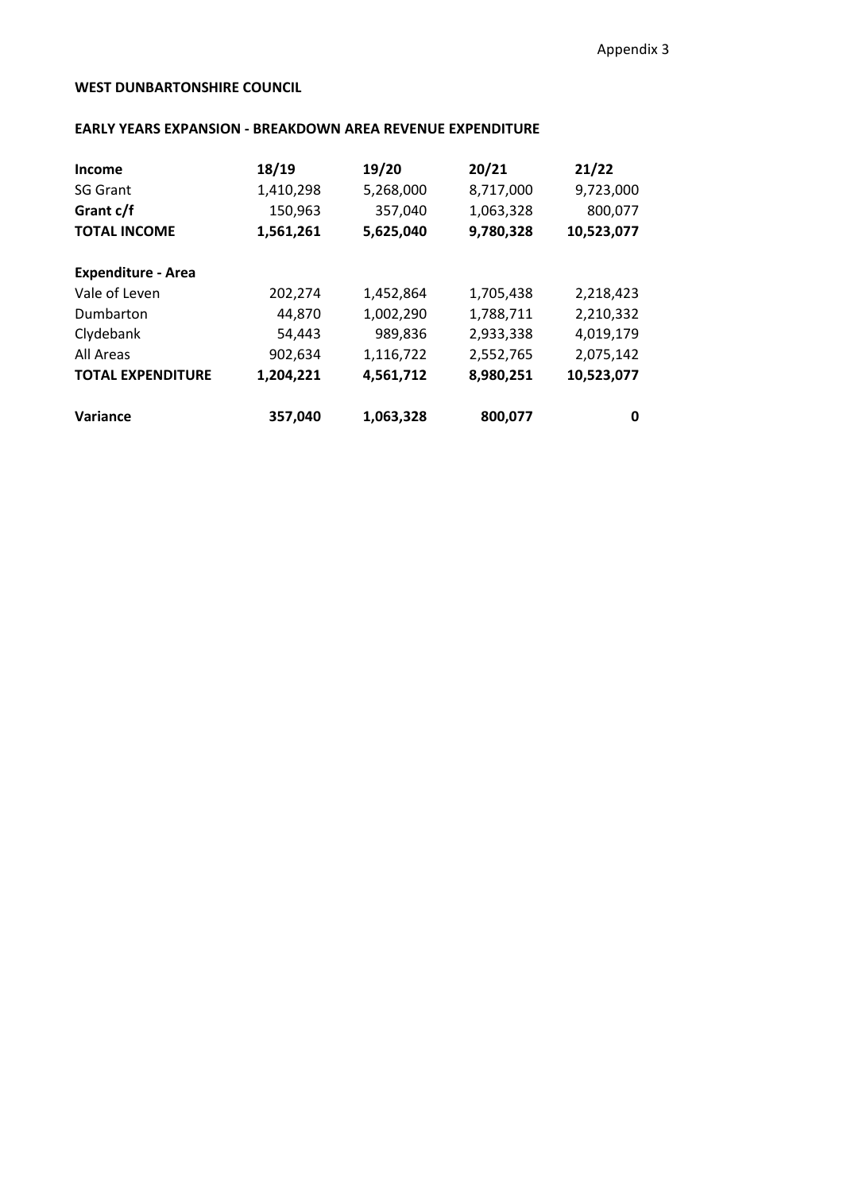Appendix 3

**WEST DUNBARTONSHIRE COUNCIL**

**EARLY YEARS EXPANSION - BREAKDOWN AREA REVENUE EXPENDITURE**

| **Income** | **18/19** | **19/20** | **20/21** | **21/22** |
|---|---|---|---|---|
| SG Grant | 1,410,298 | 5,268,000 | 8,717,000 | 9,723,000 |
| **Grant c/f** | 150,963 | 357,040 | 1,063,328 | 800,077 |
| **TOTAL INCOME** | **1,561,261** | **5,625,040** | **9,780,328** | **10,523,077** |
| | | | | |
| **Expenditure - Area** | | | | |
| Vale of Leven | 202,274 | 1,452,864 | 1,705,438 | 2,218,423 |
| Dumbarton | 44,870 | 1,002,290 | 1,788,711 | 2,210,332 |
| Clydebank | 54,443 | 989,836 | 2,933,338 | 4,019,179 |
| All Areas | 902,634 | 1,116,722 | 2,552,765 | 2,075,142 |
| **TOTAL EXPENDITURE** | **1,204,221** | **4,561,712** | **8,980,251** | **10,523,077** |
| | | | | |
| **Variance** | **357,040** | **1,063,328** | **800,077** | **0** |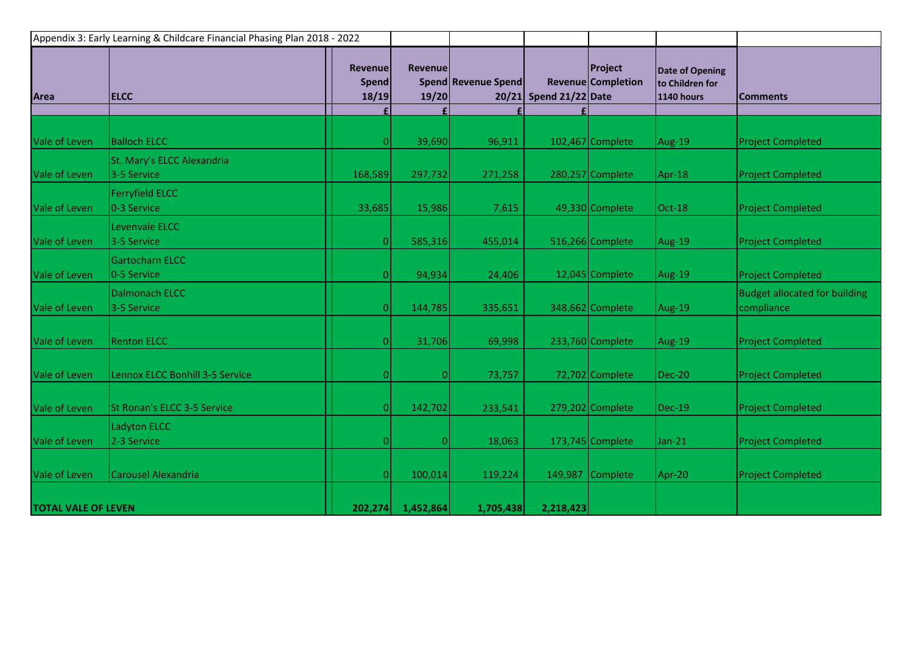Appendix 3: Early Learning & Childcare Financial Phasing Plan 2018 - 2022

| Area | ELCC | Revenue Spend 18/19 £ | Revenue Spend 19/20 £ | Revenue Spend 20/21 £ | Revenue Spend 21/22 £ | Project Completion Date | Date of Opening to Children for 1140 hours | Comments |
|---|---|---|---|---|---|---|---|---|
| Vale of Leven | Balloch ELCC | 0 | 39,690 | 96,911 | 102,467 | Complete | Aug-19 | Project Completed |
| Vale of Leven | St. Mary's ELCC Alexandria 3-5 Service | 168,589 | 297,732 | 271,258 | 280,257 | Complete | Apr-18 | Project Completed |
| Vale of Leven | Ferryfield ELCC 0-3 Service | 33,685 | 15,986 | 7,615 | 49,330 | Complete | Oct-18 | Project Completed |
| Vale of Leven | Levenvale ELCC 3-5 Service | 0 | 585,316 | 455,014 | 516,266 | Complete | Aug-19 | Project Completed |
| Vale of Leven | Gartocharn ELCC 0-5 Service | 0 | 94,934 | 24,406 | 12,045 | Complete | Aug-19 | Project Completed |
| Vale of Leven | Dalmonach ELCC 3-5 Service | 0 | 144,785 | 335,651 | 348,662 | Complete | Aug-19 | Budget allocated for building compliance |
| Vale of Leven | Renton ELCC | 0 | 31,706 | 69,998 | 233,760 | Complete | Aug-19 | Project Completed |
| Vale of Leven | Lennox ELCC Bonhill 3-5 Service | 0 | 0 | 73,757 | 72,702 | Complete | Dec-20 | Project Completed |
| Vale of Leven | St Ronan's ELCC 3-5 Service | 0 | 142,702 | 233,541 | 279,202 | Complete | Dec-19 | Project Completed |
| Vale of Leven | Ladyton ELCC 2-3 Service | 0 | 0 | 18,063 | 173,745 | Complete | Jan-21 | Project Completed |
| Vale of Leven | Carousel Alexandria | 0 | 100,014 | 119,224 | 149,987 | Complete | Apr-20 | Project Completed |
| **TOTAL VALE OF LEVEN** | | **202,274** | **1,452,864** | **1,705,438** | **2,218,423** | | | |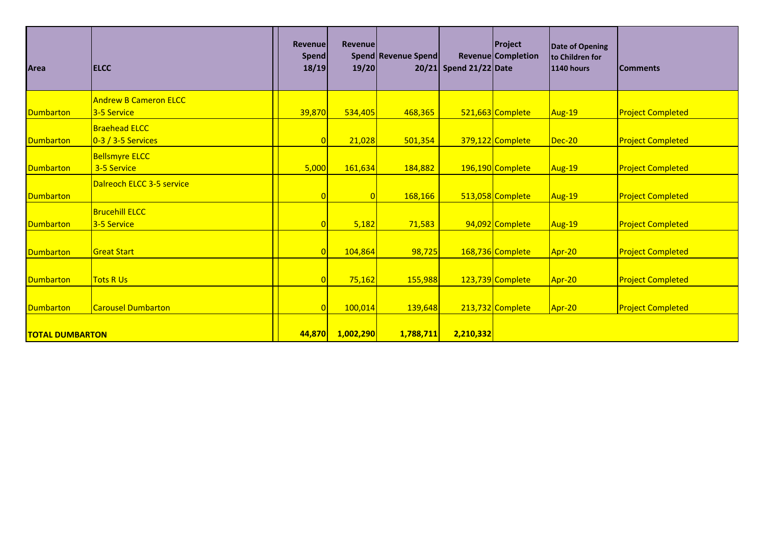| Area | ELCC | Revenue Spend 18/19 | Revenue Spend 19/20 | Revenue Spend 20/21 | Revenue Spend 21/22 | Project Completion Date | Date of Opening to Children for 1140 hours | Comments |
|---|---|---|---|---|---|---|---|---|
| Dumbarton | Andrew B Cameron ELCC 3-5 Service | 39,870 | 534,405 | 468,365 | 521,663 | Complete | Aug-19 | Project Completed |
| Dumbarton | Braehead ELCC 0-3 / 3-5 Services | 0 | 21,028 | 501,354 | 379,122 | Complete | Dec-20 | Project Completed |
| Dumbarton | Bellsmyre ELCC 3-5 Service | 5,000 | 161,634 | 184,882 | 196,190 | Complete | Aug-19 | Project Completed |
| Dumbarton | Dalreoch ELCC 3-5 service | 0 | 0 | 168,166 | 513,058 | Complete | Aug-19 | Project Completed |
| Dumbarton | Brucehill ELCC 3-5 Service | 0 | 5,182 | 71,583 | 94,092 | Complete | Aug-19 | Project Completed |
| Dumbarton | Great Start | 0 | 104,864 | 98,725 | 168,736 | Complete | Apr-20 | Project Completed |
| Dumbarton | Tots R Us | 0 | 75,162 | 155,988 | 123,739 | Complete | Apr-20 | Project Completed |
| Dumbarton | Carousel Dumbarton | 0 | 100,014 | 139,648 | 213,732 | Complete | Apr-20 | Project Completed |
| **TOTAL DUMBARTON** | | **44,870** | **1,002,290** | **1,788,711** | **2,210,332** | | | |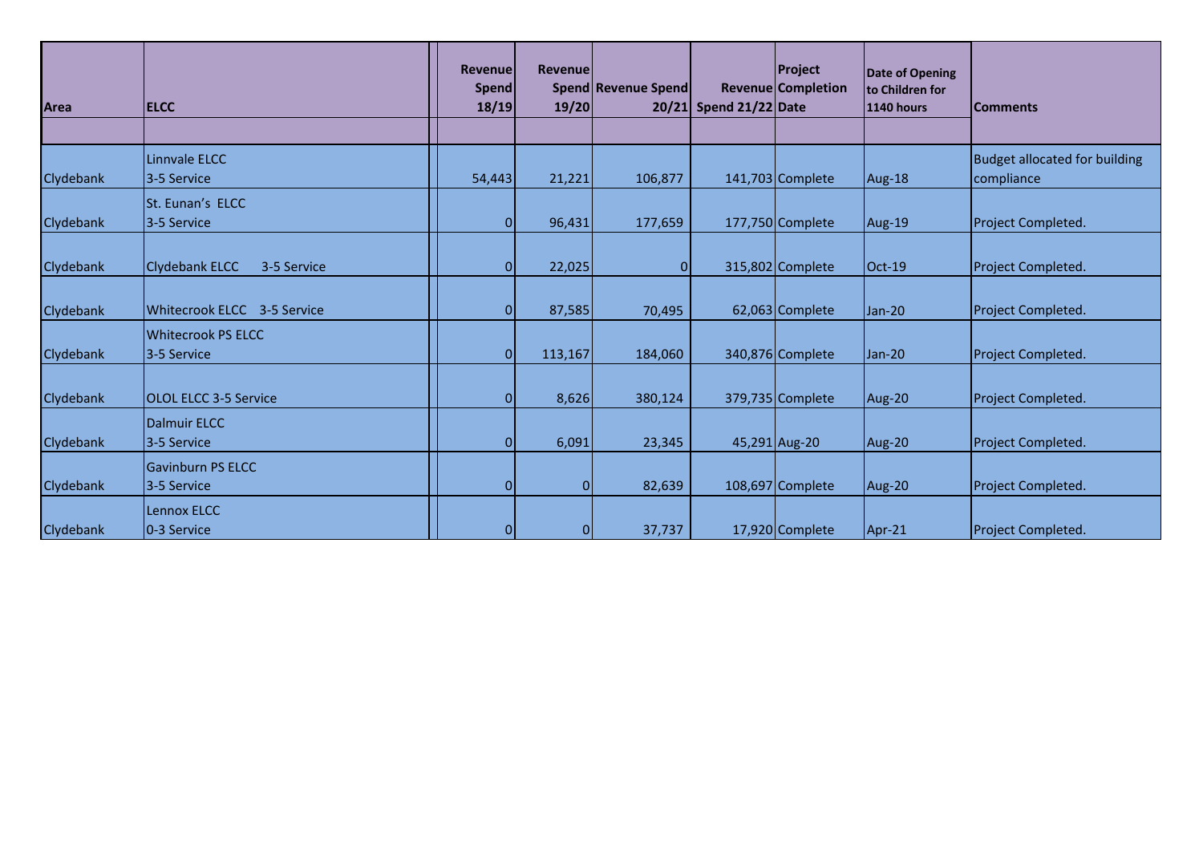| Area | ELCC | Revenue Spend 18/19 | Revenue Spend 19/20 | Revenue Spend 20/21 | Revenue Spend 21/22 | Project Completion Date | Date of Opening to Children for 1140 hours | Comments |
|---|---|---|---|---|---|---|---|---|
| Clydebank | Linnvale ELCC 3-5 Service | 54,443 | 21,221 | 106,877 | 141,703 | Complete | Aug-18 | Budget allocated for building compliance |
| Clydebank | St. Eunan's ELCC 3-5 Service | 0 | 96,431 | 177,659 | 177,750 | Complete | Aug-19 | Project Completed. |
| Clydebank | Clydebank ELCC 3-5 Service | 0 | 22,025 | 0 | 315,802 | Complete | Oct-19 | Project Completed. |
| Clydebank | Whitecrook ELCC 3-5 Service | 0 | 87,585 | 70,495 | 62,063 | Complete | Jan-20 | Project Completed. |
| Clydebank | Whitecrook PS ELCC 3-5 Service | 0 | 113,167 | 184,060 | 340,876 | Complete | Jan-20 | Project Completed. |
| Clydebank | OLOL ELCC 3-5 Service | 0 | 8,626 | 380,124 | 379,735 | Complete | Aug-20 | Project Completed. |
| Clydebank | Dalmuir ELCC 3-5 Service | 0 | 6,091 | 23,345 | 45,291 | Aug-20 | Aug-20 | Project Completed. |
| Clydebank | Gavinburn PS ELCC 3-5 Service | 0 | 0 | 82,639 | 108,697 | Complete | Aug-20 | Project Completed. |
| Clydebank | Lennox ELCC 0-3 Service | 0 | 0 | 37,737 | 17,920 | Complete | Apr-21 | Project Completed. |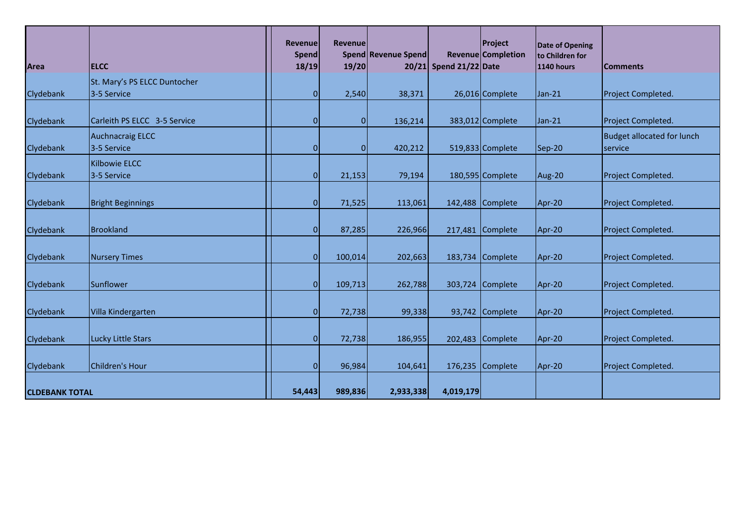| Area | ELCC | Revenue Spend 18/19 | Revenue Spend 19/20 | Revenue Spend 20/21 | Revenue Spend 21/22 | Project Completion Date | Date of Opening to Children for 1140 hours | Comments |
|---|---|---|---|---|---|---|---|---|
| Clydebank | St. Mary's PS ELCC Duntocher 3-5 Service | 0 | 2,540 | 38,371 | 26,016 | Complete | Jan-21 | Project Completed. |
| Clydebank | Carleith PS ELCC 3-5 Service | 0 | 0 | 136,214 | 383,012 | Complete | Jan-21 | Project Completed. |
| Clydebank | Auchnacraig ELCC 3-5 Service | 0 | 0 | 420,212 | 519,833 | Complete | Sep-20 | Budget allocated for lunch service |
| Clydebank | Kilbowie ELCC 3-5 Service | 0 | 21,153 | 79,194 | 180,595 | Complete | Aug-20 | Project Completed. |
| Clydebank | Bright Beginnings | 0 | 71,525 | 113,061 | 142,488 | Complete | Apr-20 | Project Completed. |
| Clydebank | Brookland | 0 | 87,285 | 226,966 | 217,481 | Complete | Apr-20 | Project Completed. |
| Clydebank | Nursery Times | 0 | 100,014 | 202,663 | 183,734 | Complete | Apr-20 | Project Completed. |
| Clydebank | Sunflower | 0 | 109,713 | 262,788 | 303,724 | Complete | Apr-20 | Project Completed. |
| Clydebank | Villa Kindergarten | 0 | 72,738 | 99,338 | 93,742 | Complete | Apr-20 | Project Completed. |
| Clydebank | Lucky Little Stars | 0 | 72,738 | 186,955 | 202,483 | Complete | Apr-20 | Project Completed. |
| Clydebank | Children's Hour | 0 | 96,984 | 104,641 | 176,235 | Complete | Apr-20 | Project Completed. |
| **CLDEBANK TOTAL** | | **54,443** | **989,836** | **2,933,338** | **4,019,179** | | | |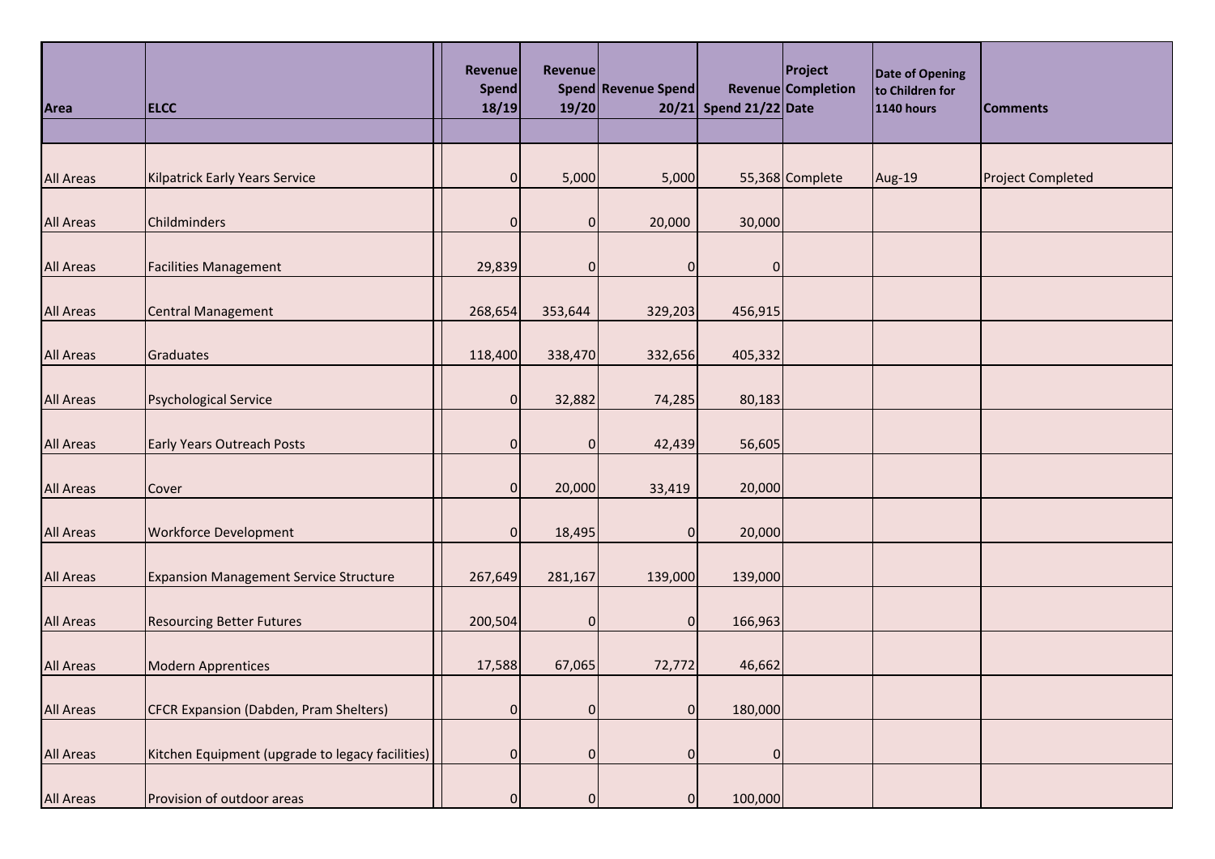| Area | ELCC | Revenue Spend 18/19 | Revenue Spend 19/20 | Revenue Spend 20/21 | Revenue Spend 21/22 | Project Completion Date | Date of Opening to Children for 1140 hours | Comments |
|---|---|---|---|---|---|---|---|---|
| All Areas | Kilpatrick Early Years Service | 0 | 5,000 | 5,000 | 55,368 | Complete | Aug-19 | Project Completed |
| All Areas | Childminders | 0 | 0 | 20,000 | 30,000 | | | |
| All Areas | Facilities Management | 29,839 | 0 | 0 | 0 | | | |
| All Areas | Central Management | 268,654 | 353,644 | 329,203 | 456,915 | | | |
| All Areas | Graduates | 118,400 | 338,470 | 332,656 | 405,332 | | | |
| All Areas | Psychological Service | 0 | 32,882 | 74,285 | 80,183 | | | |
| All Areas | Early Years Outreach Posts | 0 | 0 | 42,439 | 56,605 | | | |
| All Areas | Cover | 0 | 20,000 | 33,419 | 20,000 | | | |
| All Areas | Workforce Development | 0 | 18,495 | 0 | 20,000 | | | |
| All Areas | Expansion Management Service Structure | 267,649 | 281,167 | 139,000 | 139,000 | | | |
| All Areas | Resourcing Better Futures | 200,504 | 0 | 0 | 166,963 | | | |
| All Areas | Modern Apprentices | 17,588 | 67,065 | 72,772 | 46,662 | | | |
| All Areas | CFCR Expansion (Dabden, Pram Shelters) | 0 | 0 | 0 | 180,000 | | | |
| All Areas | Kitchen Equipment (upgrade to legacy facilities) | 0 | 0 | 0 | 0 | | | |
| All Areas | Provision of outdoor areas | 0 | 0 | 0 | 100,000 | | | |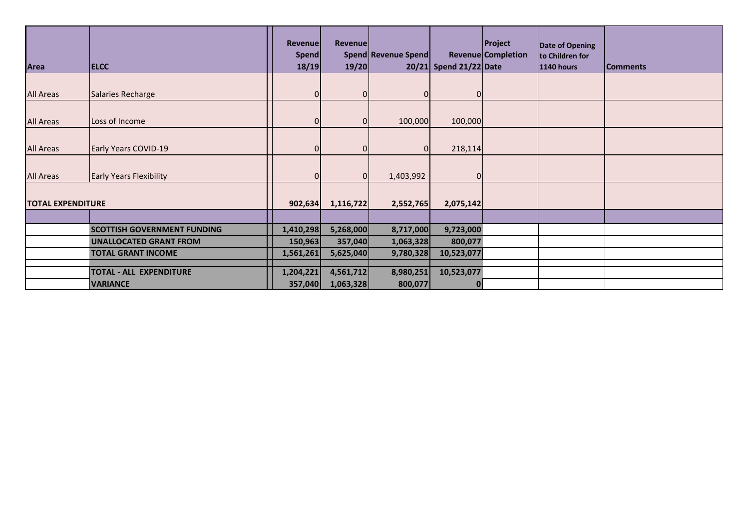| Area | ELCC | | Revenue Spend 18/19 | Revenue Spend 19/20 | Revenue Spend 20/21 | Revenue Spend 21/22 | Project Completion Date | Date of Opening to Children for 1140 hours | Comments |
|---|---|---|---|---|---|---|---|---|---|
| All Areas | Salaries Recharge | | 0 | 0 | 0 | 0 | | | |
| All Areas | Loss of Income | | 0 | 0 | 100,000 | 100,000 | | | |
| All Areas | Early Years COVID-19 | | 0 | 0 | 0 | 218,114 | | | |
| All Areas | Early Years Flexibility | | 0 | 0 | 1,403,992 | 0 | | | |
| **TOTAL EXPENDITURE** | | | **902,634** | **1,116,722** | **2,552,765** | **2,075,142** | | | |
| | | | | | | | | | |
| | **SCOTTISH GOVERNMENT FUNDING** | | **1,410,298** | **5,268,000** | **8,717,000** | **9,723,000** | | | |
| | **UNALLOCATED GRANT FROM** | | **150,963** | **357,040** | **1,063,328** | **800,077** | | | |
| | **TOTAL GRANT INCOME** | | **1,561,261** | **5,625,040** | **9,780,328** | **10,523,077** | | | |
| | | | | | | | | | |
| | **TOTAL - ALL EXPENDITURE** | | **1,204,221** | **4,561,712** | **8,980,251** | **10,523,077** | | | |
| | **VARIANCE** | | **357,040** | **1,063,328** | **800,077** | **0** | | | |